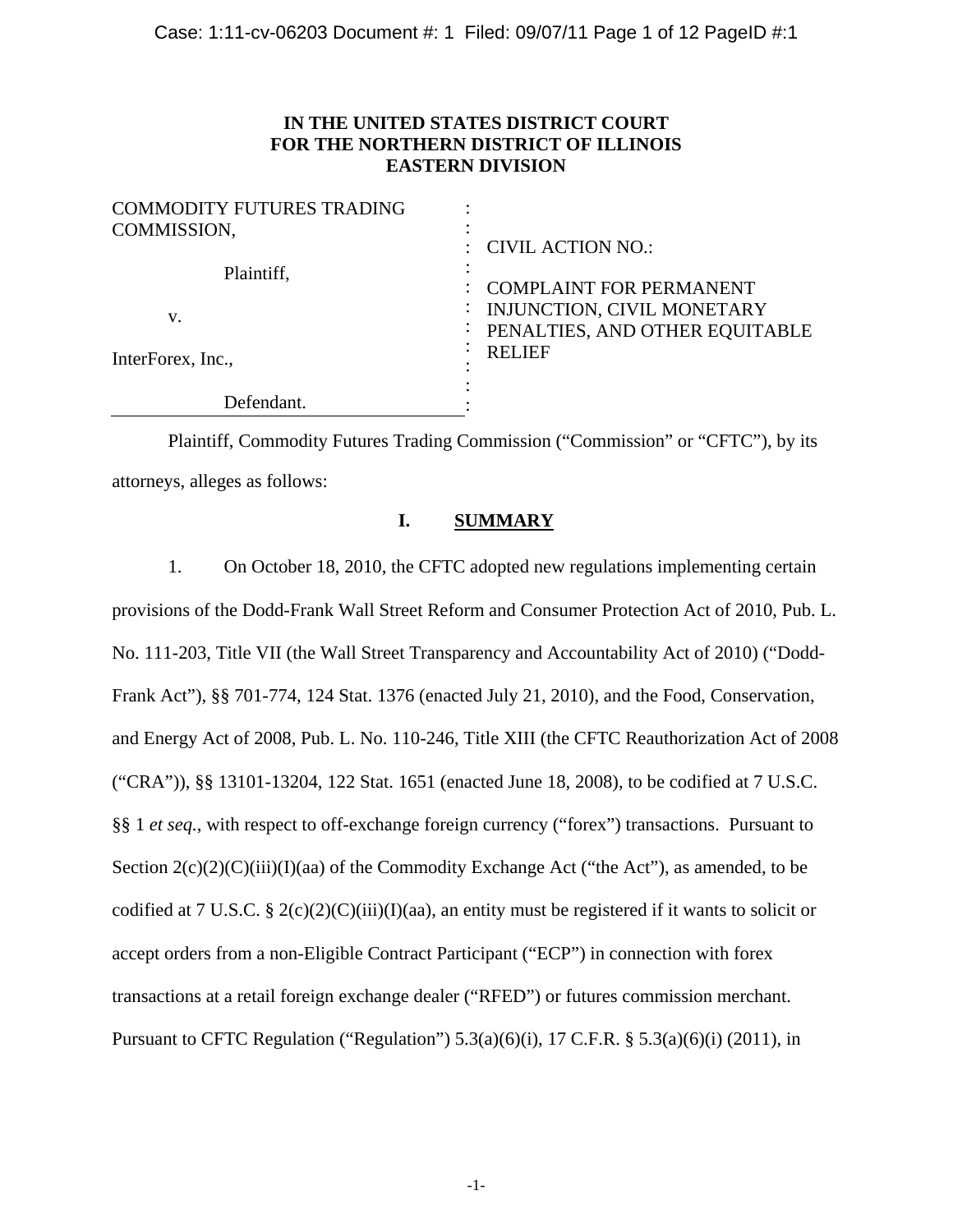**IN THE UNITED STATES DISTRICT COURT**
**FOR THE NORTHERN DISTRICT OF ILLINOIS**
**EASTERN DIVISION**

| | |
|---|---|
| COMMODITY FUTURES TRADING COMMISSION,<br><br>Plaintiff,<br><br>v.<br><br>InterForex, Inc.,<br><br>Defendant. | CIVIL ACTION NO.:<br><br>COMPLAINT FOR PERMANENT INJUNCTION, CIVIL MONETARY PENALTIES, AND OTHER EQUITABLE RELIEF |

Plaintiff, Commodity Futures Trading Commission ("Commission" or "CFTC"), by its attorneys, alleges as follows:

## I. SUMMARY

1. On October 18, 2010, the CFTC adopted new regulations implementing certain provisions of the Dodd-Frank Wall Street Reform and Consumer Protection Act of 2010, Pub. L. No. 111-203, Title VII (the Wall Street Transparency and Accountability Act of 2010) ("Dodd-Frank Act"), §§ 701-774, 124 Stat. 1376 (enacted July 21, 2010), and the Food, Conservation, and Energy Act of 2008, Pub. L. No. 110-246, Title XIII (the CFTC Reauthorization Act of 2008 ("CRA")), §§ 13101-13204, 122 Stat. 1651 (enacted June 18, 2008), to be codified at 7 U.S.C. §§ 1 *et seq.*, with respect to off-exchange foreign currency ("forex") transactions. Pursuant to Section 2(c)(2)(C)(iii)(I)(aa) of the Commodity Exchange Act ("the Act"), as amended, to be codified at 7 U.S.C. § 2(c)(2)(C)(iii)(I)(aa), an entity must be registered if it wants to solicit or accept orders from a non-Eligible Contract Participant ("ECP") in connection with forex transactions at a retail foreign exchange dealer ("RFED") or futures commission merchant. Pursuant to CFTC Regulation ("Regulation") 5.3(a)(6)(i), 17 C.F.R. § 5.3(a)(6)(i) (2011), in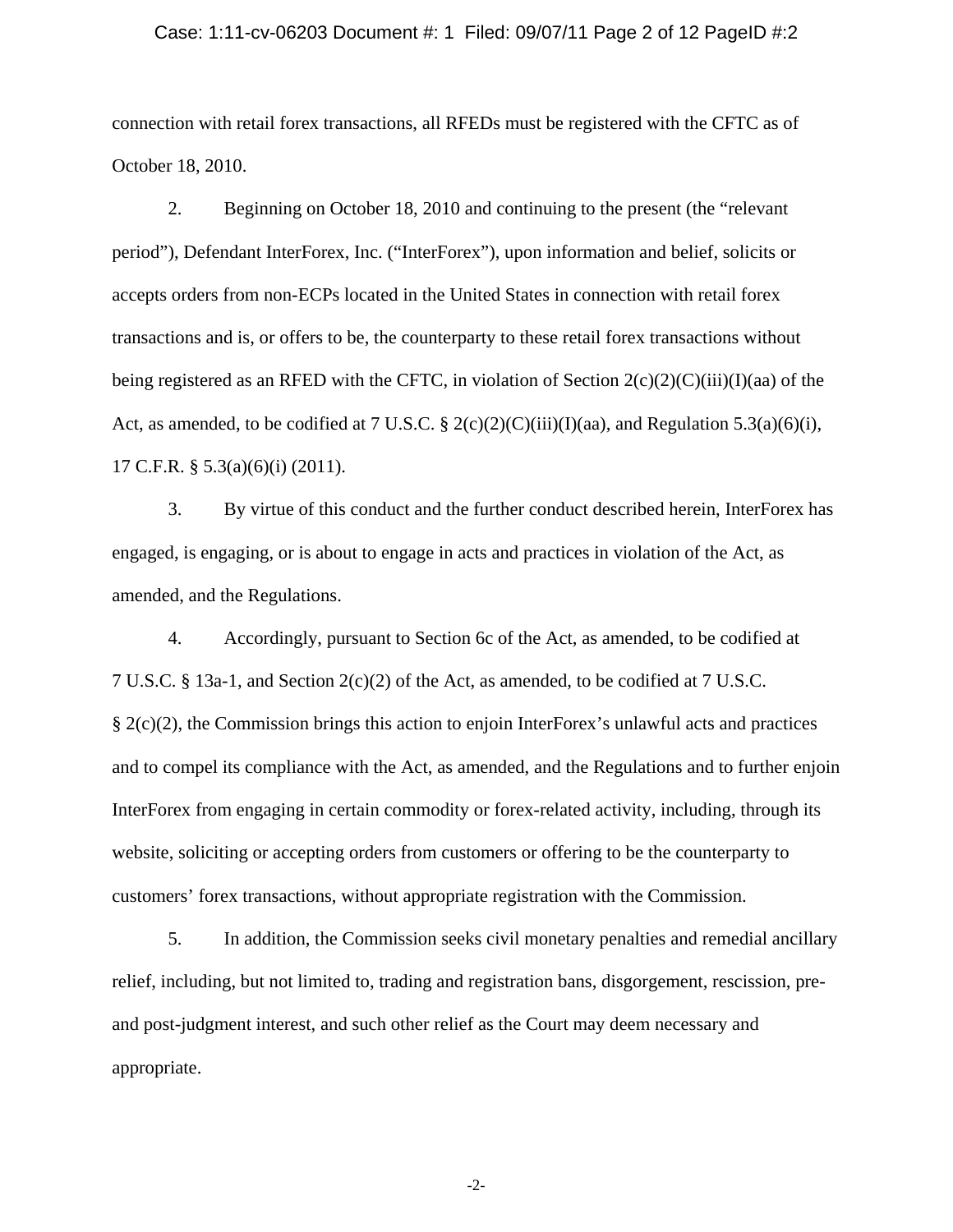connection with retail forex transactions, all RFEDs must be registered with the CFTC as of October 18, 2010.

2. Beginning on October 18, 2010 and continuing to the present (the "relevant period"), Defendant InterForex, Inc. ("InterForex"), upon information and belief, solicits or accepts orders from non-ECPs located in the United States in connection with retail forex transactions and is, or offers to be, the counterparty to these retail forex transactions without being registered as an RFED with the CFTC, in violation of Section 2(c)(2)(C)(iii)(I)(aa) of the Act, as amended, to be codified at 7 U.S.C. § 2(c)(2)(C)(iii)(I)(aa), and Regulation 5.3(a)(6)(i), 17 C.F.R. § 5.3(a)(6)(i) (2011).

3. By virtue of this conduct and the further conduct described herein, InterForex has engaged, is engaging, or is about to engage in acts and practices in violation of the Act, as amended, and the Regulations.

4. Accordingly, pursuant to Section 6c of the Act, as amended, to be codified at 7 U.S.C. § 13a-1, and Section 2(c)(2) of the Act, as amended, to be codified at 7 U.S.C. § 2(c)(2), the Commission brings this action to enjoin InterForex's unlawful acts and practices and to compel its compliance with the Act, as amended, and the Regulations and to further enjoin InterForex from engaging in certain commodity or forex-related activity, including, through its website, soliciting or accepting orders from customers or offering to be the counterparty to customers' forex transactions, without appropriate registration with the Commission.

5. In addition, the Commission seeks civil monetary penalties and remedial ancillary relief, including, but not limited to, trading and registration bans, disgorgement, rescission, pre- and post-judgment interest, and such other relief as the Court may deem necessary and appropriate.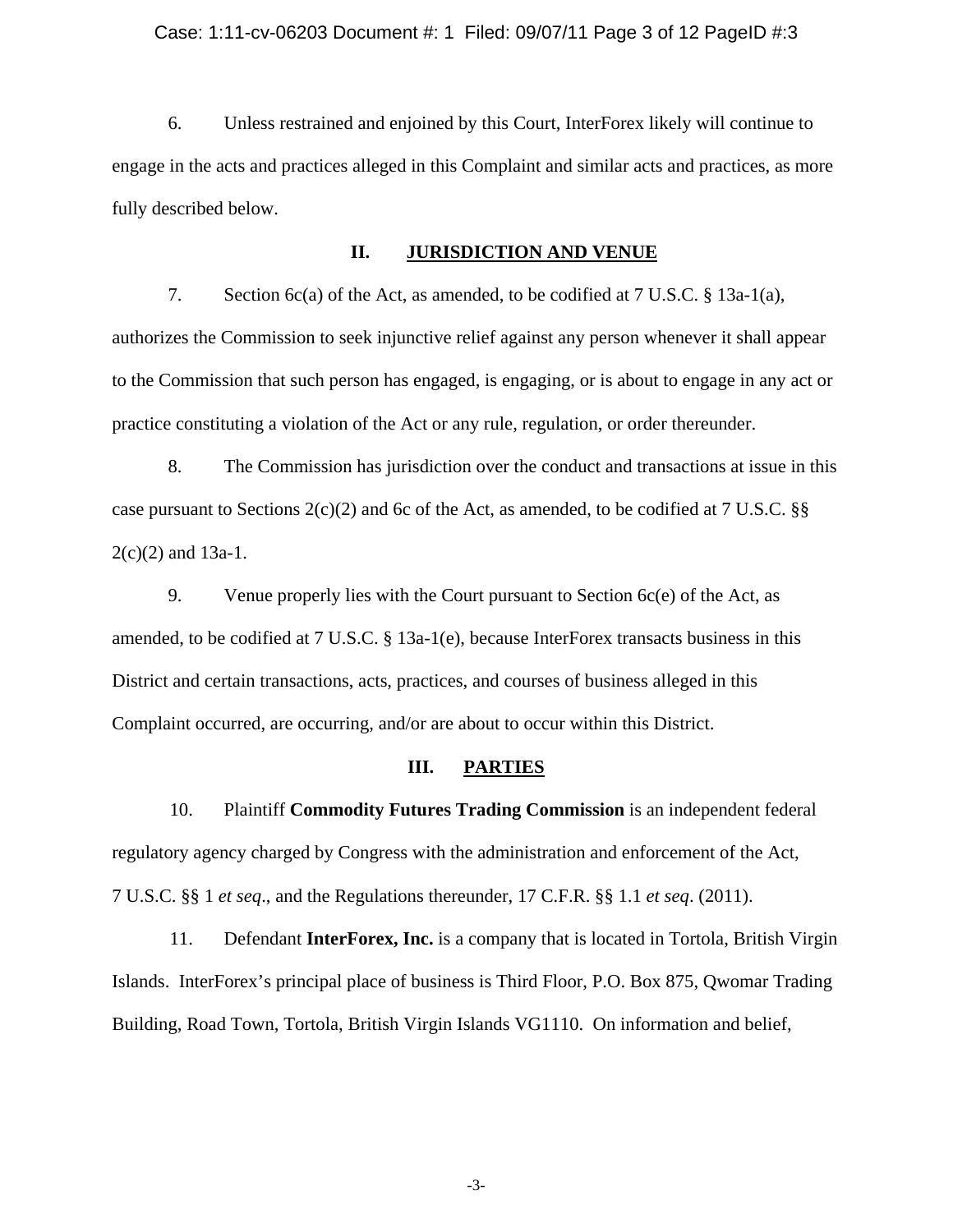6. Unless restrained and enjoined by this Court, InterForex likely will continue to engage in the acts and practices alleged in this Complaint and similar acts and practices, as more fully described below.

## II. JURISDICTION AND VENUE

7. Section 6c(a) of the Act, as amended, to be codified at 7 U.S.C. § 13a-1(a), authorizes the Commission to seek injunctive relief against any person whenever it shall appear to the Commission that such person has engaged, is engaging, or is about to engage in any act or practice constituting a violation of the Act or any rule, regulation, or order thereunder.

8. The Commission has jurisdiction over the conduct and transactions at issue in this case pursuant to Sections 2(c)(2) and 6c of the Act, as amended, to be codified at 7 U.S.C. §§ 2(c)(2) and 13a-1.

9. Venue properly lies with the Court pursuant to Section 6c(e) of the Act, as amended, to be codified at 7 U.S.C. § 13a-1(e), because InterForex transacts business in this District and certain transactions, acts, practices, and courses of business alleged in this Complaint occurred, are occurring, and/or are about to occur within this District.

## III. PARTIES

10. Plaintiff **Commodity Futures Trading Commission** is an independent federal regulatory agency charged by Congress with the administration and enforcement of the Act, 7 U.S.C. §§ 1 *et seq*., and the Regulations thereunder, 17 C.F.R. §§ 1.1 *et seq*. (2011).

11. Defendant **InterForex, Inc.** is a company that is located in Tortola, British Virgin Islands. InterForex's principal place of business is Third Floor, P.O. Box 875, Qwomar Trading Building, Road Town, Tortola, British Virgin Islands VG1110. On information and belief,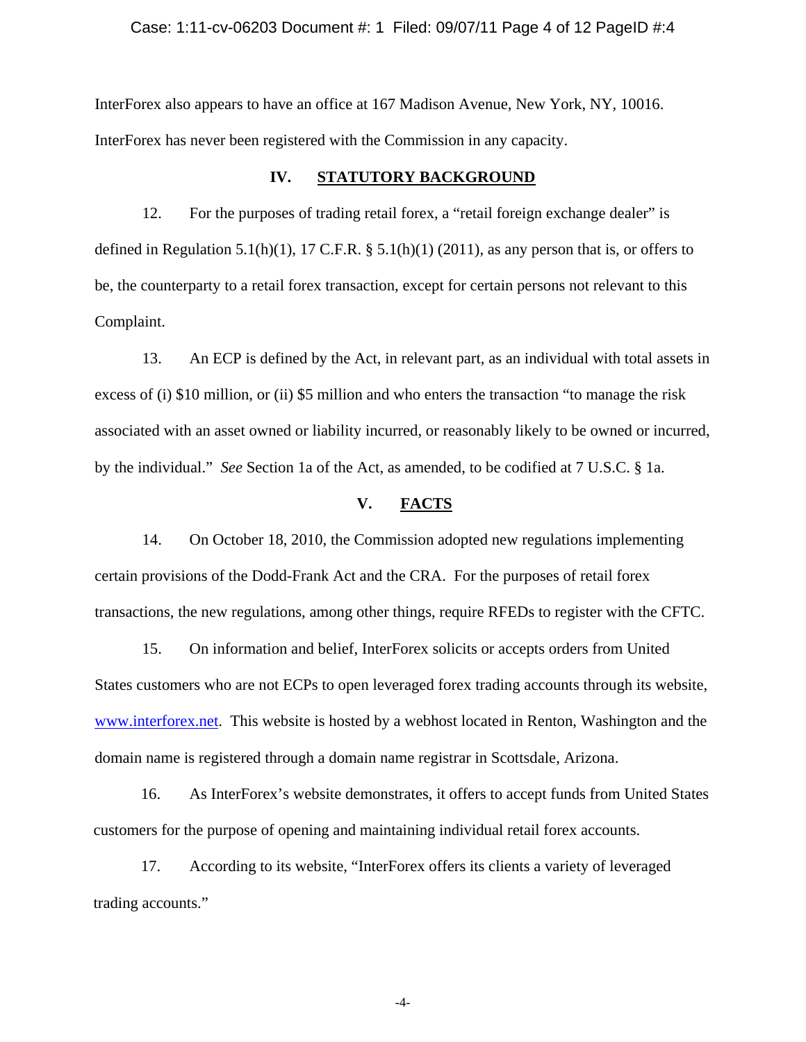InterForex also appears to have an office at 167 Madison Avenue, New York, NY, 10016. InterForex has never been registered with the Commission in any capacity.

## IV. STATUTORY BACKGROUND

12. For the purposes of trading retail forex, a "retail foreign exchange dealer" is defined in Regulation 5.1(h)(1), 17 C.F.R. § 5.1(h)(1) (2011), as any person that is, or offers to be, the counterparty to a retail forex transaction, except for certain persons not relevant to this Complaint.

13. An ECP is defined by the Act, in relevant part, as an individual with total assets in excess of (i) $10 million, or (ii) $5 million and who enters the transaction "to manage the risk associated with an asset owned or liability incurred, or reasonably likely to be owned or incurred, by the individual." *See* Section 1a of the Act, as amended, to be codified at 7 U.S.C. § 1a.

## V. FACTS

14. On October 18, 2010, the Commission adopted new regulations implementing certain provisions of the Dodd-Frank Act and the CRA. For the purposes of retail forex transactions, the new regulations, among other things, require RFEDs to register with the CFTC.

15. On information and belief, InterForex solicits or accepts orders from United States customers who are not ECPs to open leveraged forex trading accounts through its website, www.interforex.net. This website is hosted by a webhost located in Renton, Washington and the domain name is registered through a domain name registrar in Scottsdale, Arizona.

16. As InterForex's website demonstrates, it offers to accept funds from United States customers for the purpose of opening and maintaining individual retail forex accounts.

17. According to its website, "InterForex offers its clients a variety of leveraged trading accounts."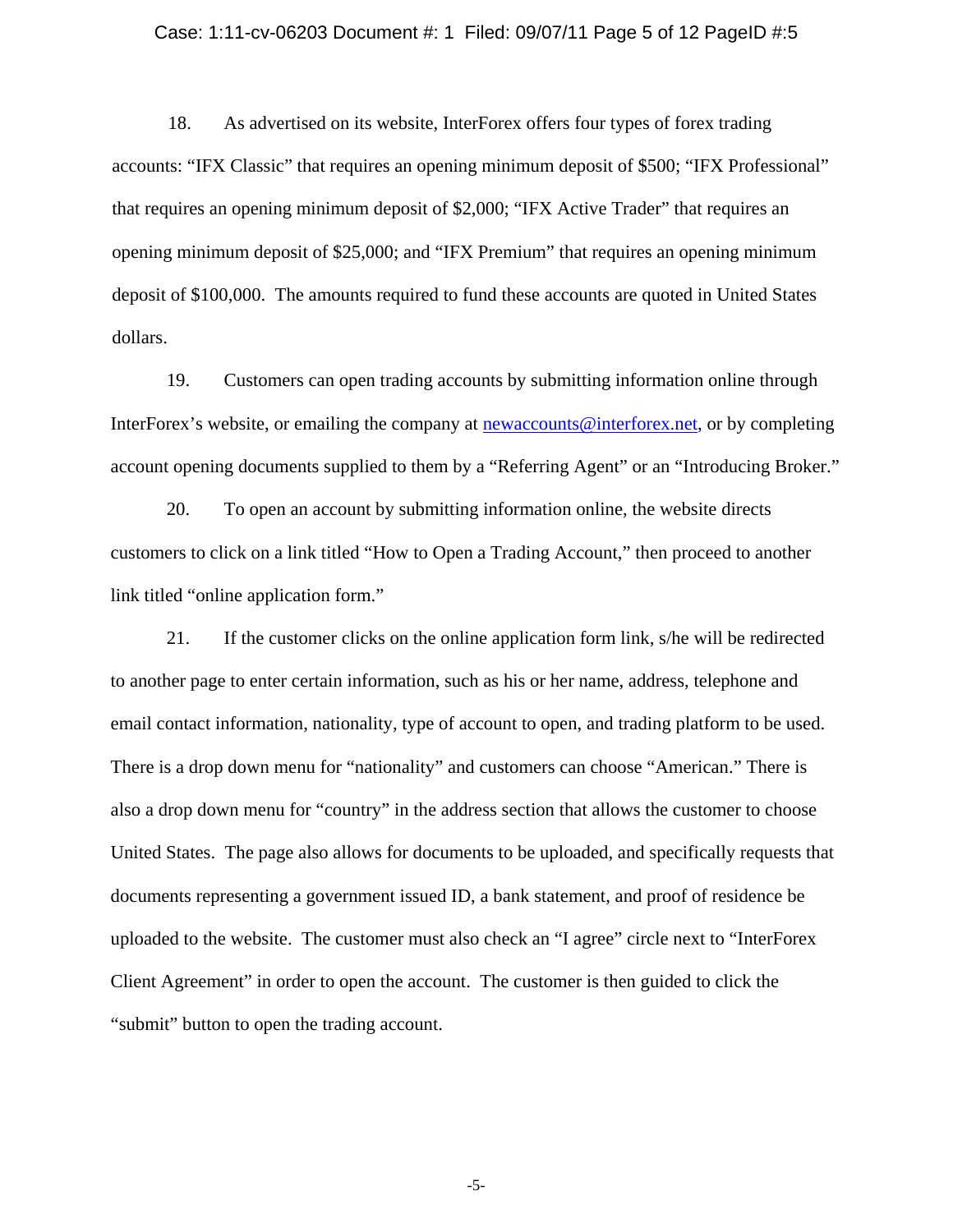18. As advertised on its website, InterForex offers four types of forex trading accounts: "IFX Classic" that requires an opening minimum deposit of $500; "IFX Professional" that requires an opening minimum deposit of $2,000; "IFX Active Trader" that requires an opening minimum deposit of $25,000; and "IFX Premium" that requires an opening minimum deposit of $100,000. The amounts required to fund these accounts are quoted in United States dollars.

19. Customers can open trading accounts by submitting information online through InterForex's website, or emailing the company at newaccounts@interforex.net, or by completing account opening documents supplied to them by a "Referring Agent" or an "Introducing Broker."

20. To open an account by submitting information online, the website directs customers to click on a link titled "How to Open a Trading Account," then proceed to another link titled "online application form."

21. If the customer clicks on the online application form link, s/he will be redirected to another page to enter certain information, such as his or her name, address, telephone and email contact information, nationality, type of account to open, and trading platform to be used. There is a drop down menu for "nationality" and customers can choose "American." There is also a drop down menu for "country" in the address section that allows the customer to choose United States. The page also allows for documents to be uploaded, and specifically requests that documents representing a government issued ID, a bank statement, and proof of residence be uploaded to the website. The customer must also check an "I agree" circle next to "InterForex Client Agreement" in order to open the account. The customer is then guided to click the "submit" button to open the trading account.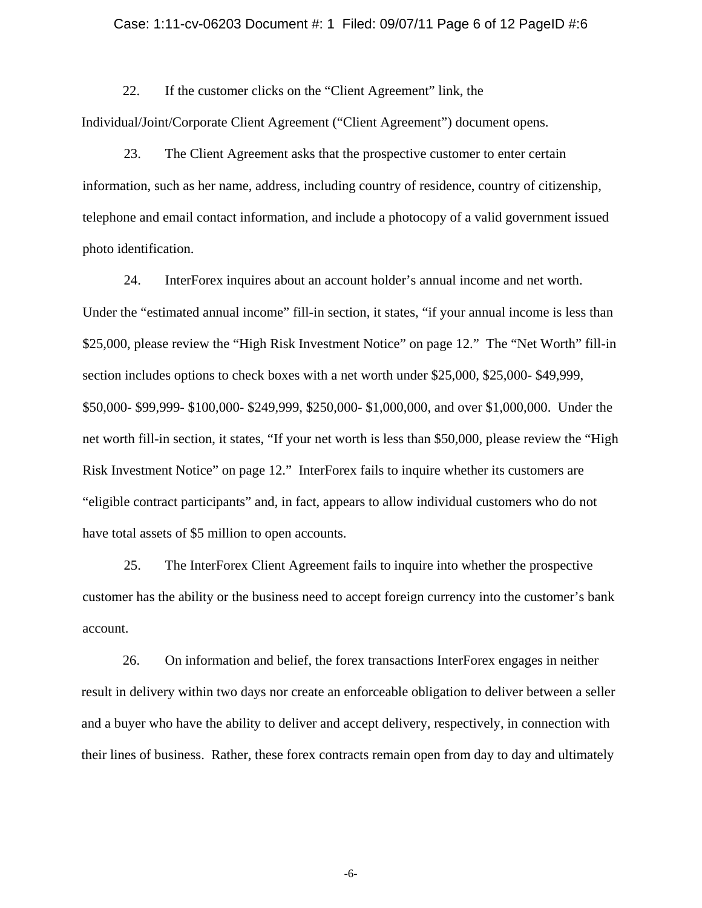22. If the customer clicks on the "Client Agreement" link, the Individual/Joint/Corporate Client Agreement ("Client Agreement") document opens.

23. The Client Agreement asks that the prospective customer to enter certain information, such as her name, address, including country of residence, country of citizenship, telephone and email contact information, and include a photocopy of a valid government issued photo identification.

24. InterForex inquires about an account holder's annual income and net worth. Under the "estimated annual income" fill-in section, it states, "if your annual income is less than $25,000, please review the "High Risk Investment Notice" on page 12." The "Net Worth" fill-in section includes options to check boxes with a net worth under $25,000, $25,000- $49,999, $50,000- $99,999- $100,000- $249,999, $250,000- $1,000,000, and over $1,000,000. Under the net worth fill-in section, it states, "If your net worth is less than $50,000, please review the "High Risk Investment Notice" on page 12." InterForex fails to inquire whether its customers are "eligible contract participants" and, in fact, appears to allow individual customers who do not have total assets of $5 million to open accounts.

25. The InterForex Client Agreement fails to inquire into whether the prospective customer has the ability or the business need to accept foreign currency into the customer's bank account.

26. On information and belief, the forex transactions InterForex engages in neither result in delivery within two days nor create an enforceable obligation to deliver between a seller and a buyer who have the ability to deliver and accept delivery, respectively, in connection with their lines of business. Rather, these forex contracts remain open from day to day and ultimately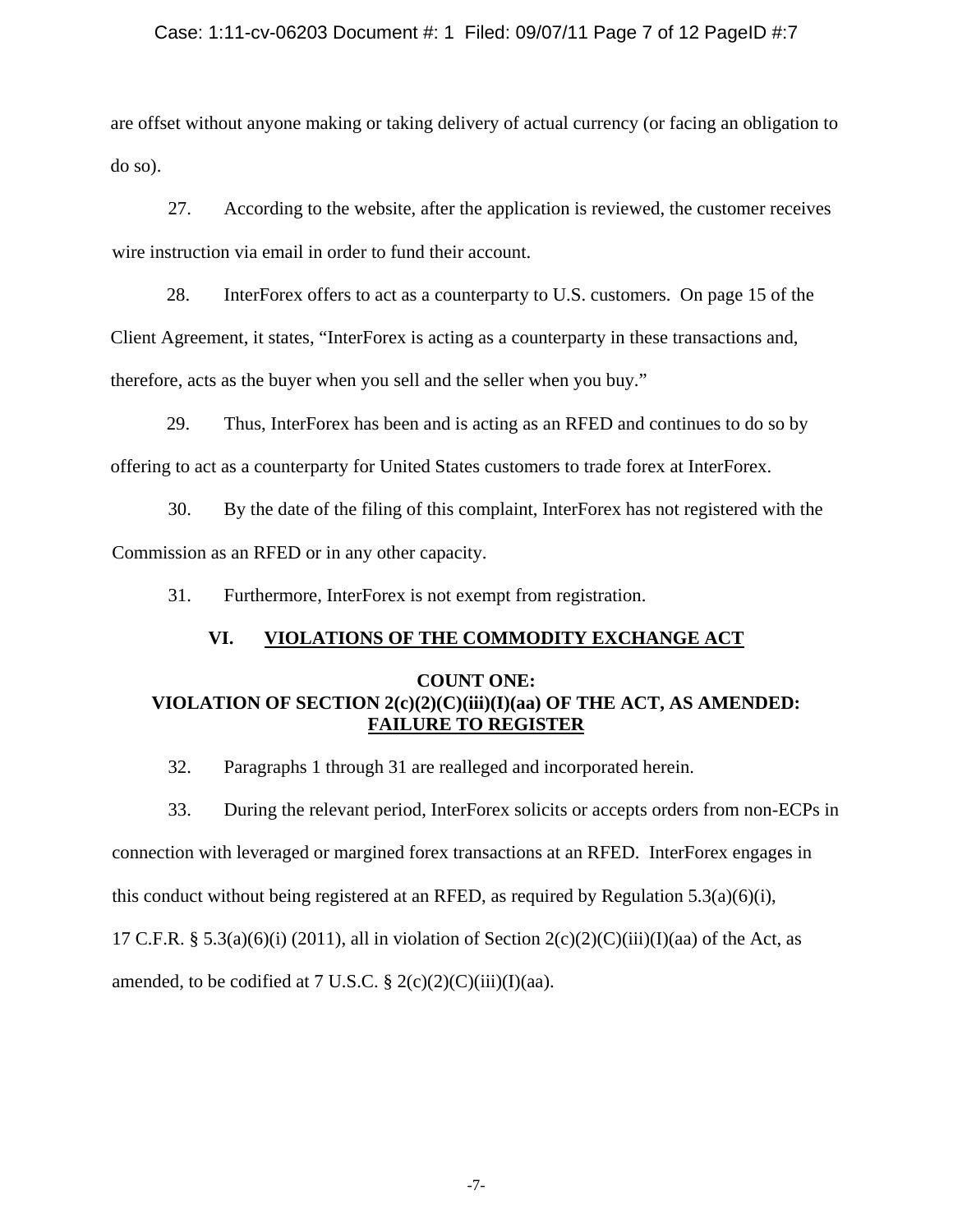are offset without anyone making or taking delivery of actual currency (or facing an obligation to do so).

27. According to the website, after the application is reviewed, the customer receives wire instruction via email in order to fund their account.

28. InterForex offers to act as a counterparty to U.S. customers. On page 15 of the Client Agreement, it states, "InterForex is acting as a counterparty in these transactions and, therefore, acts as the buyer when you sell and the seller when you buy."

29. Thus, InterForex has been and is acting as an RFED and continues to do so by offering to act as a counterparty for United States customers to trade forex at InterForex.

30. By the date of the filing of this complaint, InterForex has not registered with the Commission as an RFED or in any other capacity.

31. Furthermore, InterForex is not exempt from registration.

## VI. VIOLATIONS OF THE COMMODITY EXCHANGE ACT

### COUNT ONE: VIOLATION OF SECTION 2(c)(2)(C)(iii)(I)(aa) OF THE ACT, AS AMENDED: FAILURE TO REGISTER

32. Paragraphs 1 through 31 are realleged and incorporated herein.

33. During the relevant period, InterForex solicits or accepts orders from non-ECPs in connection with leveraged or margined forex transactions at an RFED. InterForex engages in this conduct without being registered at an RFED, as required by Regulation 5.3(a)(6)(i), 17 C.F.R. § 5.3(a)(6)(i) (2011), all in violation of Section 2(c)(2)(C)(iii)(I)(aa) of the Act, as amended, to be codified at 7 U.S.C. § 2(c)(2)(C)(iii)(I)(aa).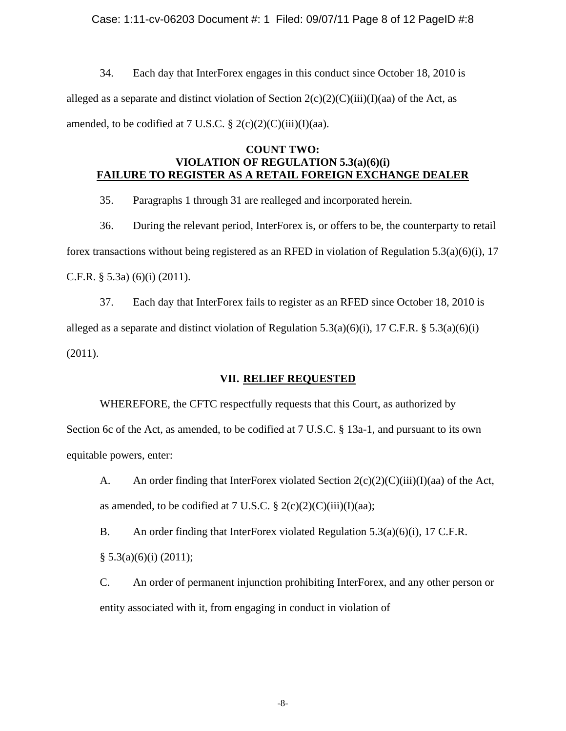34. Each day that InterForex engages in this conduct since October 18, 2010 is alleged as a separate and distinct violation of Section 2(c)(2)(C)(iii)(I)(aa) of the Act, as amended, to be codified at 7 U.S.C. § 2(c)(2)(C)(iii)(I)(aa).

**COUNT TWO:**
**VIOLATION OF REGULATION 5.3(a)(6)(i)**
**FAILURE TO REGISTER AS A RETAIL FOREIGN EXCHANGE DEALER**

35. Paragraphs 1 through 31 are realleged and incorporated herein.

36. During the relevant period, InterForex is, or offers to be, the counterparty to retail forex transactions without being registered as an RFED in violation of Regulation 5.3(a)(6)(i), 17 C.F.R. § 5.3a) (6)(i) (2011).

37. Each day that InterForex fails to register as an RFED since October 18, 2010 is alleged as a separate and distinct violation of Regulation 5.3(a)(6)(i), 17 C.F.R. § 5.3(a)(6)(i) (2011).

## VII. RELIEF REQUESTED

WHEREFORE, the CFTC respectfully requests that this Court, as authorized by Section 6c of the Act, as amended, to be codified at 7 U.S.C. § 13a-1, and pursuant to its own equitable powers, enter:

A. An order finding that InterForex violated Section 2(c)(2)(C)(iii)(I)(aa) of the Act, as amended, to be codified at 7 U.S.C. § 2(c)(2)(C)(iii)(I)(aa);

B. An order finding that InterForex violated Regulation 5.3(a)(6)(i), 17 C.F.R. § 5.3(a)(6)(i) (2011);

C. An order of permanent injunction prohibiting InterForex, and any other person or entity associated with it, from engaging in conduct in violation of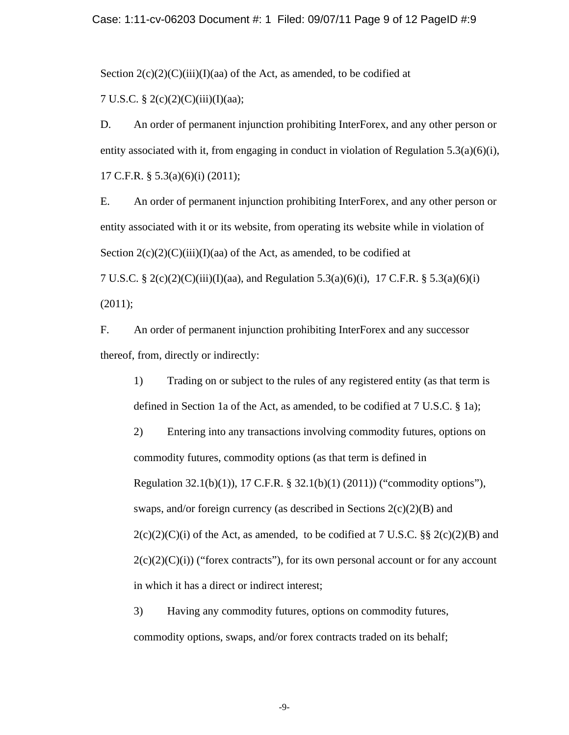Section 2(c)(2)(C)(iii)(I)(aa) of the Act, as amended, to be codified at 7 U.S.C. § 2(c)(2)(C)(iii)(I)(aa);

D. An order of permanent injunction prohibiting InterForex, and any other person or entity associated with it, from engaging in conduct in violation of Regulation 5.3(a)(6)(i), 17 C.F.R. § 5.3(a)(6)(i) (2011);

E. An order of permanent injunction prohibiting InterForex, and any other person or entity associated with it or its website, from operating its website while in violation of Section 2(c)(2)(C)(iii)(I)(aa) of the Act, as amended, to be codified at 7 U.S.C. § 2(c)(2)(C)(iii)(I)(aa), and Regulation 5.3(a)(6)(i), 17 C.F.R. § 5.3(a)(6)(i) (2011);

F. An order of permanent injunction prohibiting InterForex and any successor thereof, from, directly or indirectly:

1) Trading on or subject to the rules of any registered entity (as that term is defined in Section 1a of the Act, as amended, to be codified at 7 U.S.C. § 1a);

2) Entering into any transactions involving commodity futures, options on commodity futures, commodity options (as that term is defined in Regulation 32.1(b)(1)), 17 C.F.R. § 32.1(b)(1) (2011)) ("commodity options"), swaps, and/or foreign currency (as described in Sections 2(c)(2)(B) and 2(c)(2)(C)(i) of the Act, as amended, to be codified at 7 U.S.C. §§ 2(c)(2)(B) and 2(c)(2)(C)(i)) ("forex contracts"), for its own personal account or for any account in which it has a direct or indirect interest;

3) Having any commodity futures, options on commodity futures, commodity options, swaps, and/or forex contracts traded on its behalf;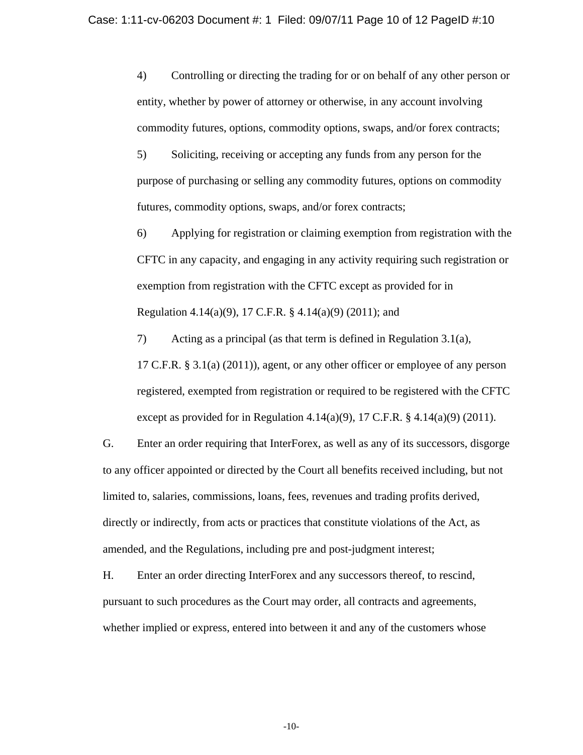4) Controlling or directing the trading for or on behalf of any other person or entity, whether by power of attorney or otherwise, in any account involving commodity futures, options, commodity options, swaps, and/or forex contracts;

5) Soliciting, receiving or accepting any funds from any person for the purpose of purchasing or selling any commodity futures, options on commodity futures, commodity options, swaps, and/or forex contracts;

6) Applying for registration or claiming exemption from registration with the CFTC in any capacity, and engaging in any activity requiring such registration or exemption from registration with the CFTC except as provided for in Regulation 4.14(a)(9), 17 C.F.R. § 4.14(a)(9) (2011); and

7) Acting as a principal (as that term is defined in Regulation 3.1(a), 17 C.F.R. § 3.1(a) (2011)), agent, or any other officer or employee of any person registered, exempted from registration or required to be registered with the CFTC except as provided for in Regulation 4.14(a)(9), 17 C.F.R. § 4.14(a)(9) (2011).

G. Enter an order requiring that InterForex, as well as any of its successors, disgorge to any officer appointed or directed by the Court all benefits received including, but not limited to, salaries, commissions, loans, fees, revenues and trading profits derived, directly or indirectly, from acts or practices that constitute violations of the Act, as amended, and the Regulations, including pre and post-judgment interest;

H. Enter an order directing InterForex and any successors thereof, to rescind, pursuant to such procedures as the Court may order, all contracts and agreements, whether implied or express, entered into between it and any of the customers whose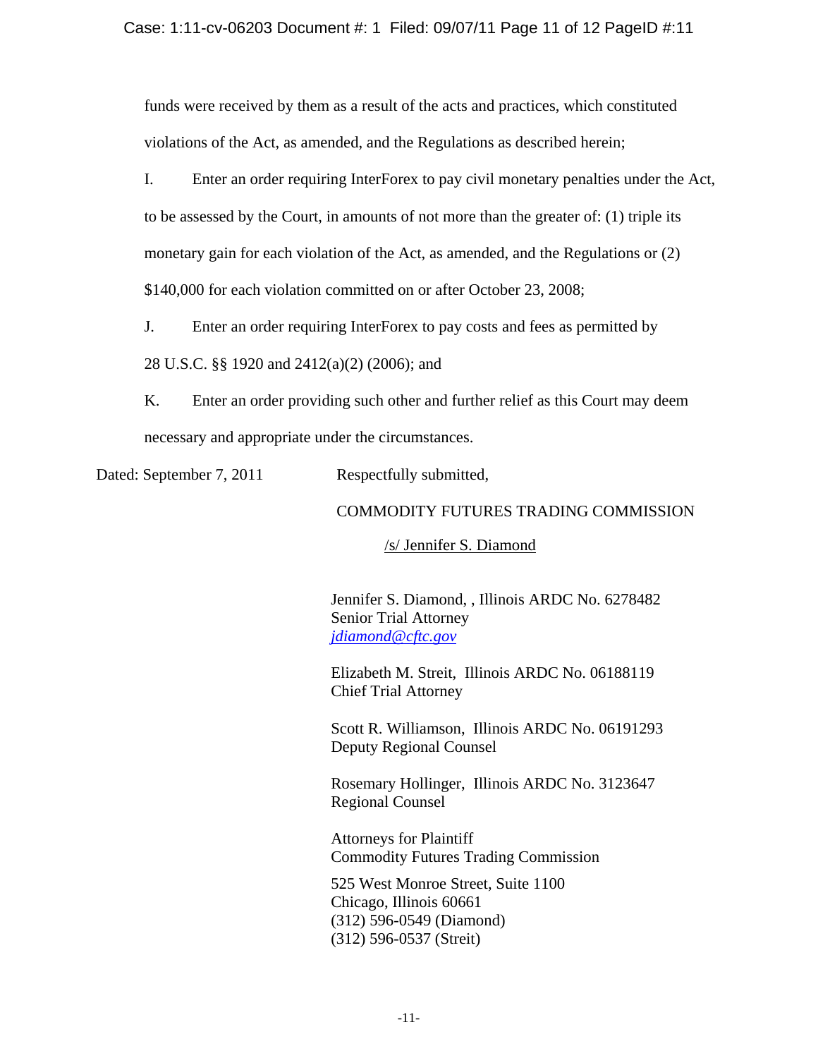funds were received by them as a result of the acts and practices, which constituted violations of the Act, as amended, and the Regulations as described herein;

I. Enter an order requiring InterForex to pay civil monetary penalties under the Act, to be assessed by the Court, in amounts of not more than the greater of: (1) triple its monetary gain for each violation of the Act, as amended, and the Regulations or (2) $140,000 for each violation committed on or after October 23, 2008;

J. Enter an order requiring InterForex to pay costs and fees as permitted by 28 U.S.C. §§ 1920 and 2412(a)(2) (2006); and

K. Enter an order providing such other and further relief as this Court may deem necessary and appropriate under the circumstances.

Dated: September 7, 2011

Respectfully submitted,

COMMODITY FUTURES TRADING COMMISSION

/s/ Jennifer S. Diamond

Jennifer S. Diamond, , Illinois ARDC No. 6278482
Senior Trial Attorney
jdiamond@cftc.gov

Elizabeth M. Streit, Illinois ARDC No. 06188119
Chief Trial Attorney

Scott R. Williamson, Illinois ARDC No. 06191293
Deputy Regional Counsel

Rosemary Hollinger, Illinois ARDC No. 3123647
Regional Counsel

Attorneys for Plaintiff
Commodity Futures Trading Commission

525 West Monroe Street, Suite 1100
Chicago, Illinois 60661
(312) 596-0549 (Diamond)
(312) 596-0537 (Streit)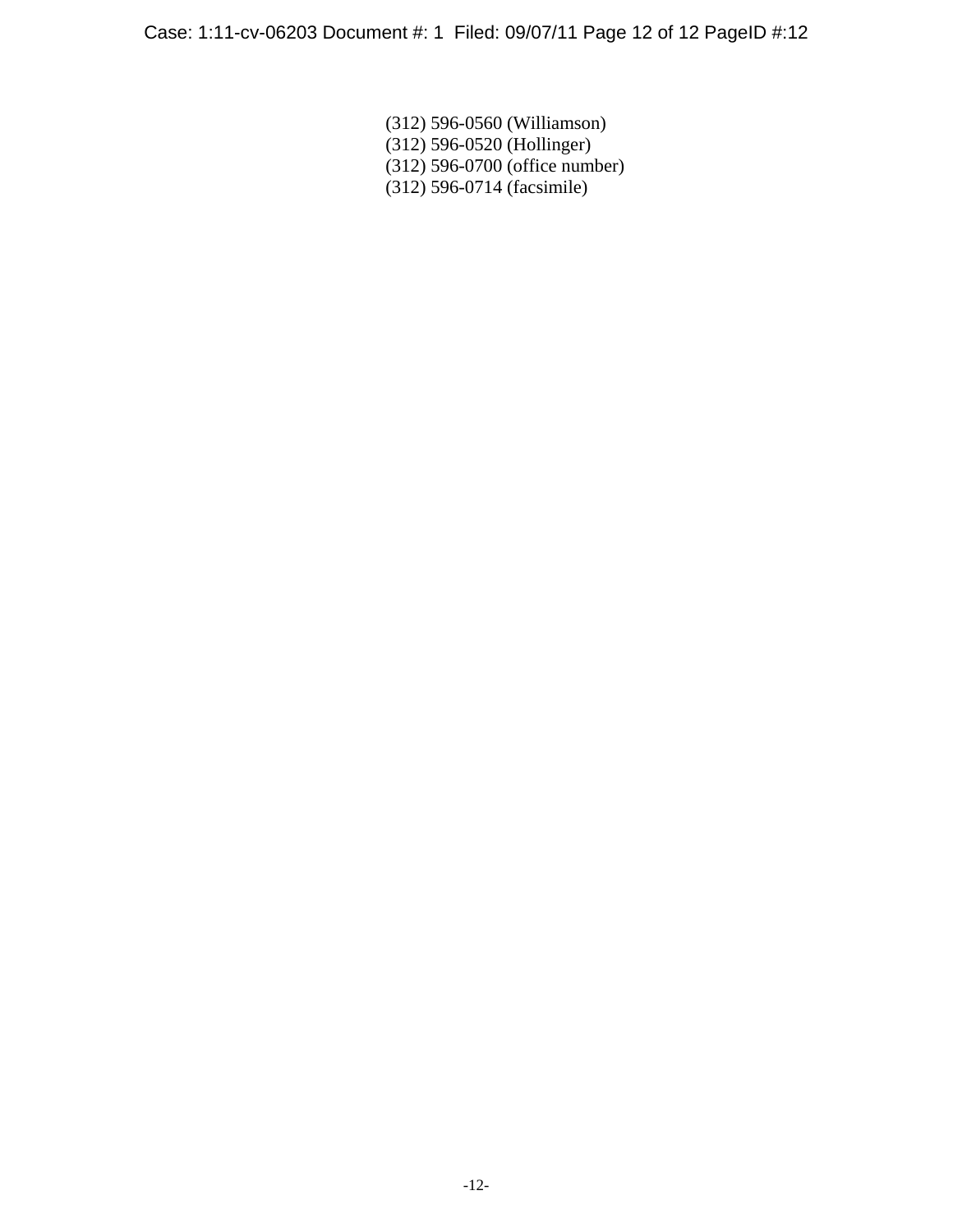(312) 596-0560 (Williamson)
(312) 596-0520 (Hollinger)
(312) 596-0700 (office number)
(312) 596-0714 (facsimile)